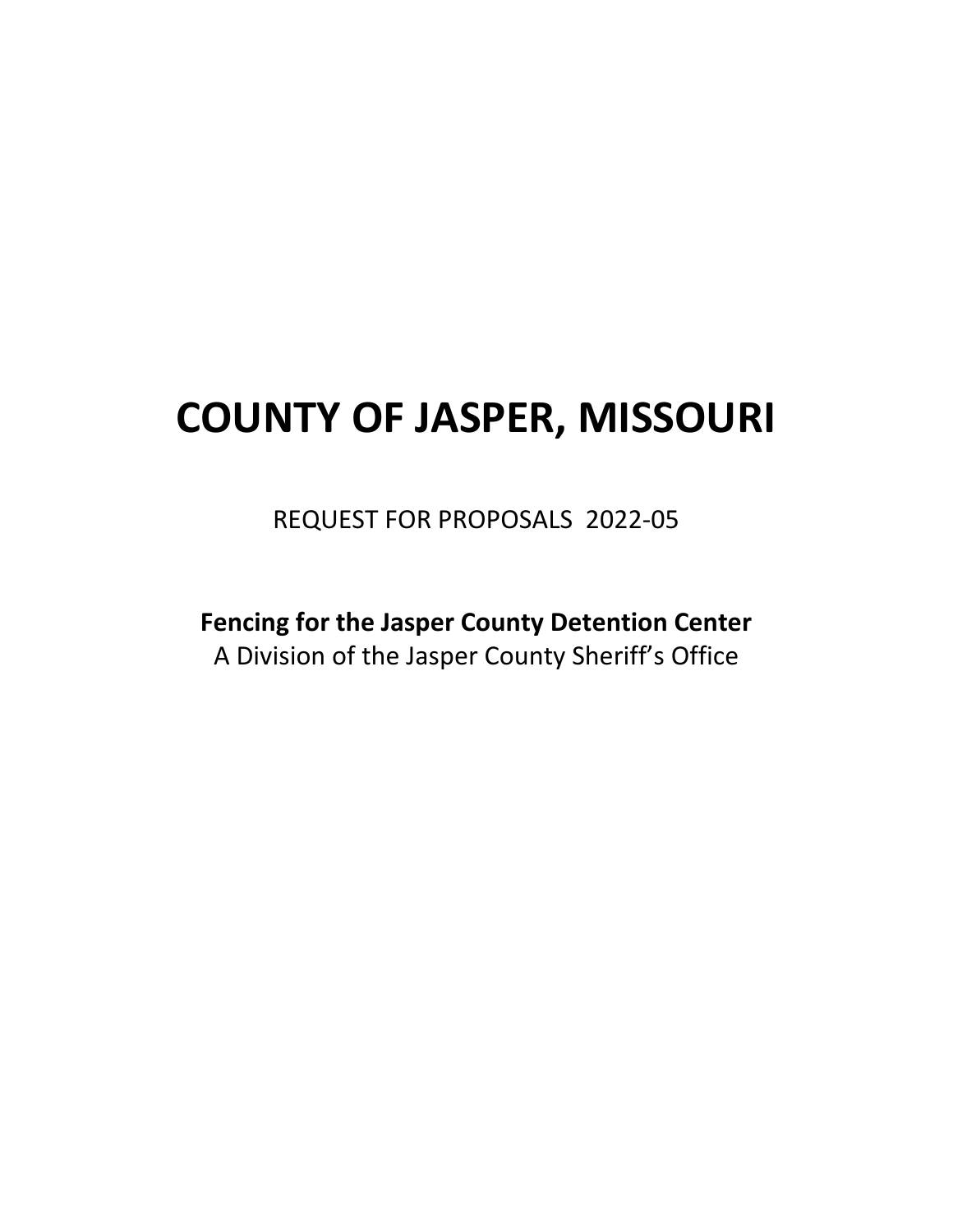# COUNTY OF JASPER, MISSOURI

REQUEST FOR PROPOSALS 2022-05

**Fencing for the Jasper County Detention Center**

A Division of the Jasper County Sheriff's Office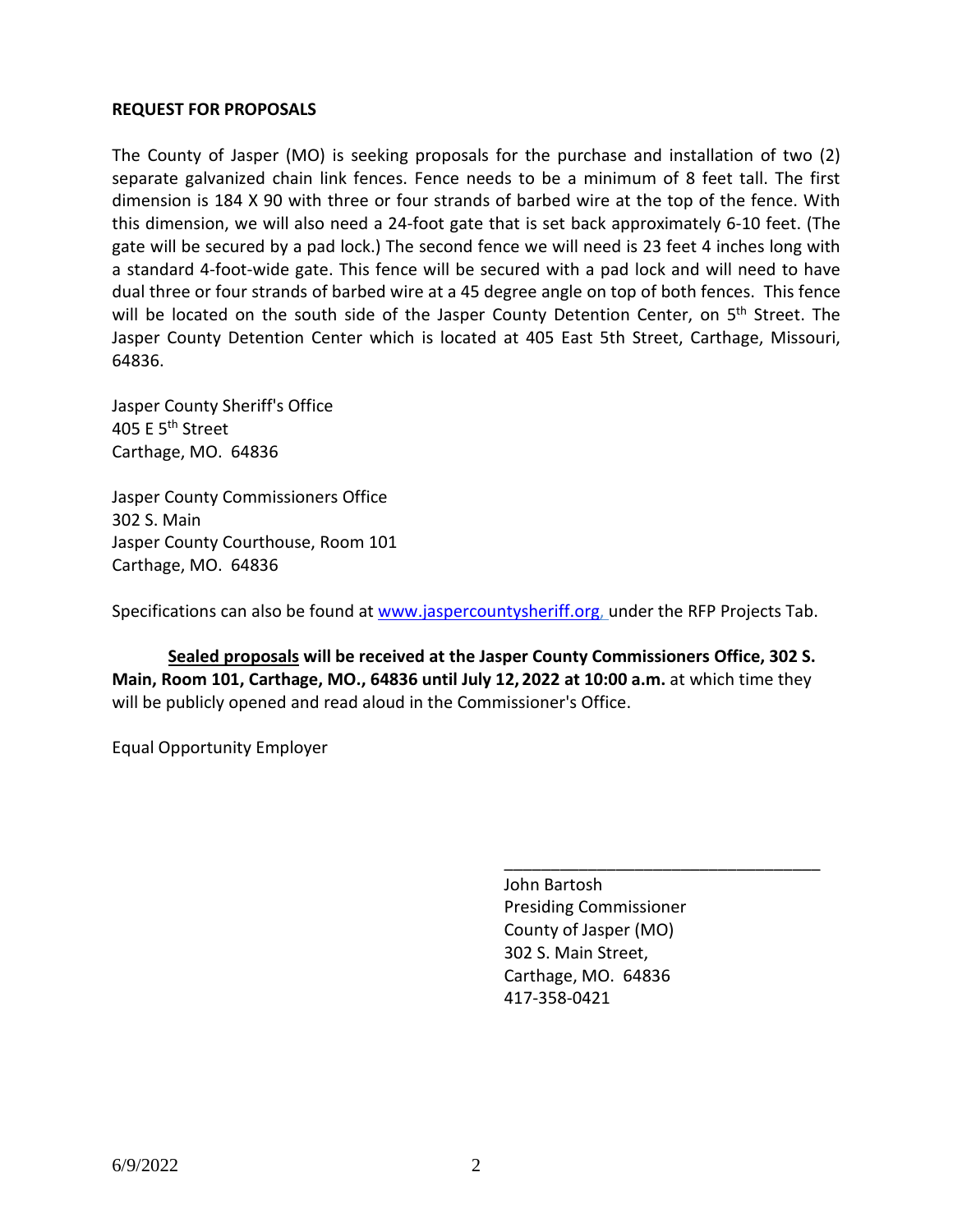**REQUEST FOR PROPOSALS**

The County of Jasper (MO) is seeking proposals for the purchase and installation of two (2) separate galvanized chain link fences. Fence needs to be a minimum of 8 feet tall. The first dimension is 184 X 90 with three or four strands of barbed wire at the top of the fence. With this dimension, we will also need a 24-foot gate that is set back approximately 6-10 feet. (The gate will be secured by a pad lock.) The second fence we will need is 23 feet 4 inches long with a standard 4-foot-wide gate. This fence will be secured with a pad lock and will need to have dual three or four strands of barbed wire at a 45 degree angle on top of both fences. This fence will be located on the south side of the Jasper County Detention Center, on 5th Street. The Jasper County Detention Center which is located at 405 East 5th Street, Carthage, Missouri, 64836.

Jasper County Sheriff's Office
405 E 5th Street
Carthage, MO. 64836

Jasper County Commissioners Office
302 S. Main
Jasper County Courthouse, Room 101
Carthage, MO. 64836

Specifications can also be found at www.jaspercountysheriff.org, under the RFP Projects Tab.

**<u>Sealed proposals</u> will be received at the Jasper County Commissioners Office, 302 S. Main, Room 101, Carthage, MO., 64836 until July 12, 2022 at 10:00 a.m.** at which time they will be publicly opened and read aloud in the Commissioner's Office.

Equal Opportunity Employer

\_\_\_\_\_\_\_\_\_\_\_\_\_\_\_\_\_\_\_\_\_\_\_\_\_\_\_\_\_\_\_\_\_\_\_\_

John Bartosh
Presiding Commissioner
County of Jasper (MO)
302 S. Main Street,
Carthage, MO. 64836
417-358-0421

6/9/2022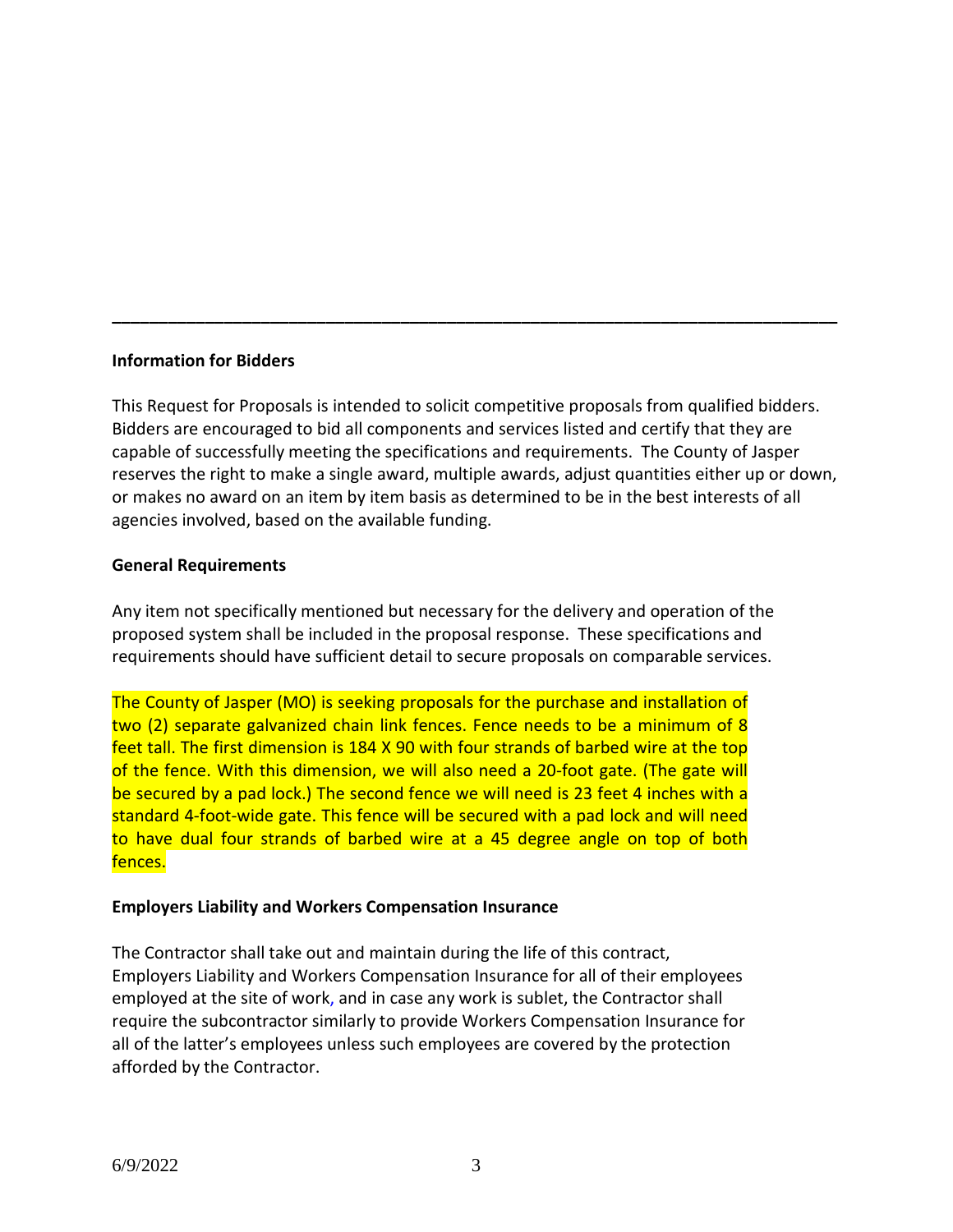---

**Information for Bidders**

This Request for Proposals is intended to solicit competitive proposals from qualified bidders. Bidders are encouraged to bid all components and services listed and certify that they are capable of successfully meeting the specifications and requirements. The County of Jasper reserves the right to make a single award, multiple awards, adjust quantities either up or down, or makes no award on an item by item basis as determined to be in the best interests of all agencies involved, based on the available funding.

**General Requirements**

Any item not specifically mentioned but necessary for the delivery and operation of the proposed system shall be included in the proposal response. These specifications and requirements should have sufficient detail to secure proposals on comparable services.

The County of Jasper (MO) is seeking proposals for the purchase and installation of two (2) separate galvanized chain link fences. Fence needs to be a minimum of 8 feet tall. The first dimension is 184 X 90 with four strands of barbed wire at the top of the fence. With this dimension, we will also need a 20-foot gate. (The gate will be secured by a pad lock.) The second fence we will need is 23 feet 4 inches with a standard 4-foot-wide gate. This fence will be secured with a pad lock and will need to have dual four strands of barbed wire at a 45 degree angle on top of both fences.

**Employers Liability and Workers Compensation Insurance**

The Contractor shall take out and maintain during the life of this contract, Employers Liability and Workers Compensation Insurance for all of their employees employed at the site of work, and in case any work is sublet, the Contractor shall require the subcontractor similarly to provide Workers Compensation Insurance for all of the latter's employees unless such employees are covered by the protection afforded by the Contractor.

6/9/2022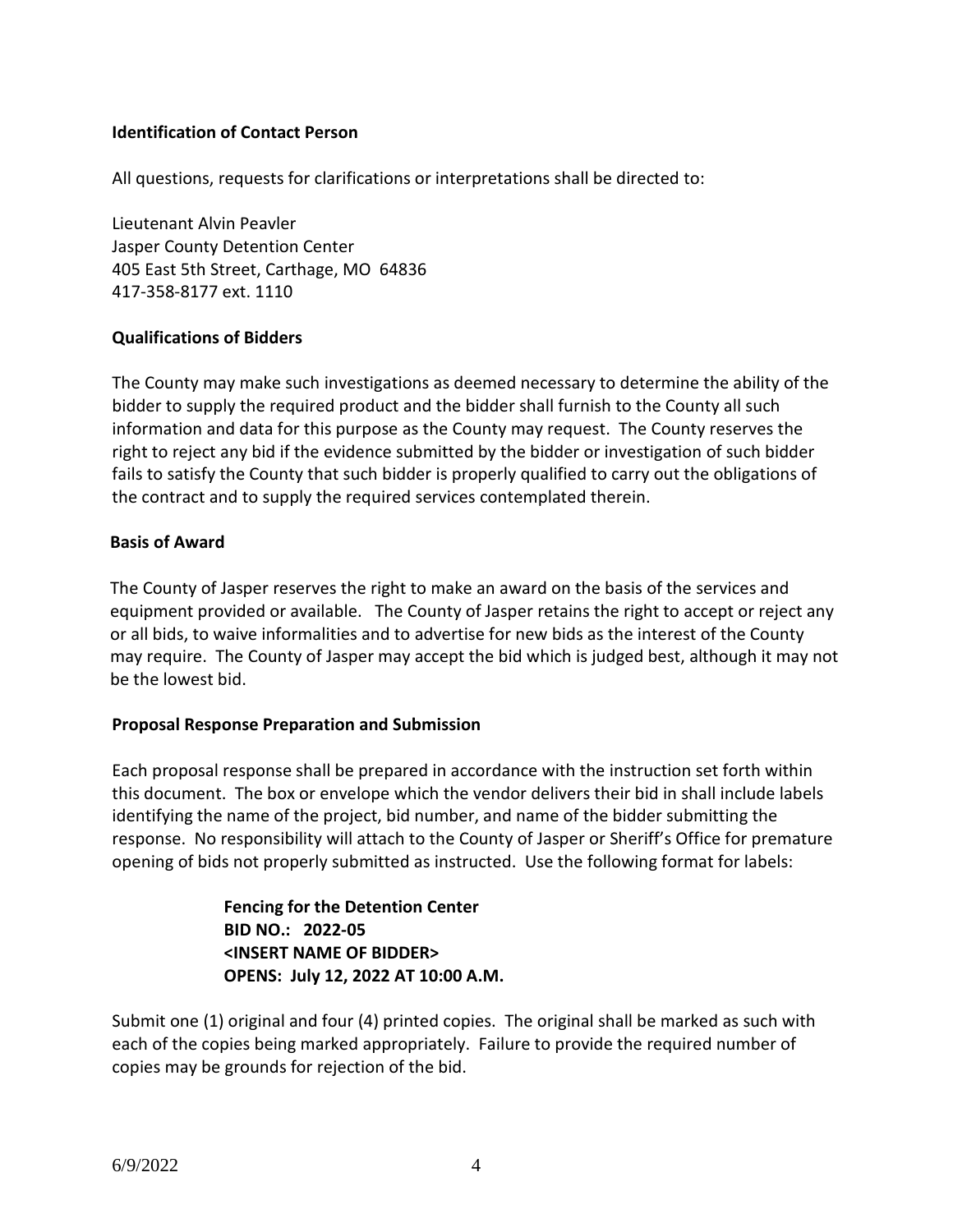**Identification of Contact Person**

All questions, requests for clarifications or interpretations shall be directed to:

Lieutenant Alvin Peavler
Jasper County Detention Center
405 East 5th Street, Carthage, MO 64836
417-358-8177 ext. 1110

**Qualifications of Bidders**

The County may make such investigations as deemed necessary to determine the ability of the bidder to supply the required product and the bidder shall furnish to the County all such information and data for this purpose as the County may request. The County reserves the right to reject any bid if the evidence submitted by the bidder or investigation of such bidder fails to satisfy the County that such bidder is properly qualified to carry out the obligations of the contract and to supply the required services contemplated therein.

**Basis of Award**

The County of Jasper reserves the right to make an award on the basis of the services and equipment provided or available. The County of Jasper retains the right to accept or reject any or all bids, to waive informalities and to advertise for new bids as the interest of the County may require. The County of Jasper may accept the bid which is judged best, although it may not be the lowest bid.

**Proposal Response Preparation and Submission**

Each proposal response shall be prepared in accordance with the instruction set forth within this document. The box or envelope which the vendor delivers their bid in shall include labels identifying the name of the project, bid number, and name of the bidder submitting the response. No responsibility will attach to the County of Jasper or Sheriff's Office for premature opening of bids not properly submitted as instructed. Use the following format for labels:

> **Fencing for the Detention Center**
> **BID NO.: 2022-05**
> **<INSERT NAME OF BIDDER>**
> **OPENS: July 12, 2022 AT 10:00 A.M.**

Submit one (1) original and four (4) printed copies. The original shall be marked as such with each of the copies being marked appropriately. Failure to provide the required number of copies may be grounds for rejection of the bid.

6/9/2022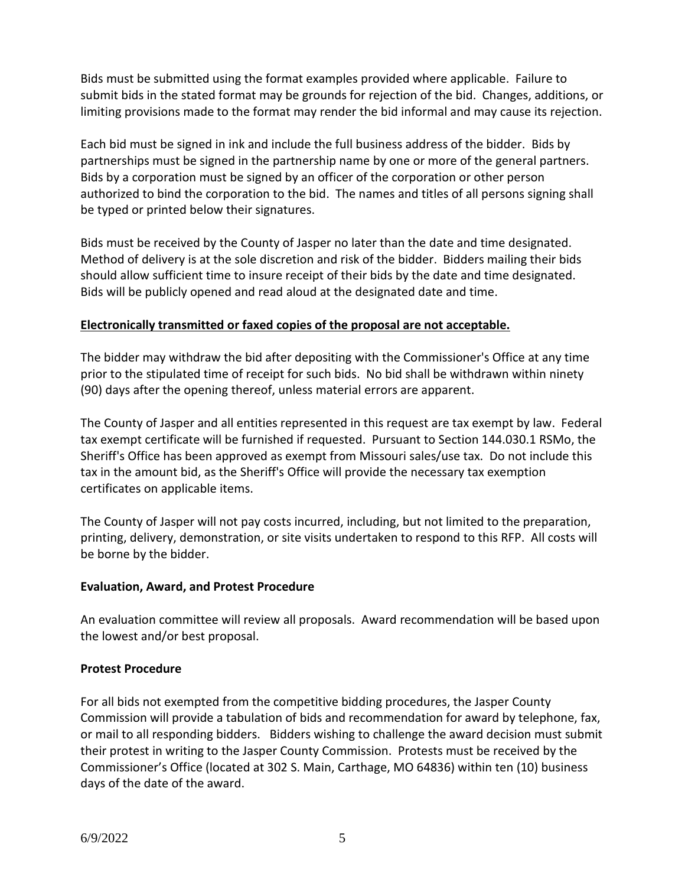Bids must be submitted using the format examples provided where applicable. Failure to submit bids in the stated format may be grounds for rejection of the bid. Changes, additions, or limiting provisions made to the format may render the bid informal and may cause its rejection.

Each bid must be signed in ink and include the full business address of the bidder. Bids by partnerships must be signed in the partnership name by one or more of the general partners. Bids by a corporation must be signed by an officer of the corporation or other person authorized to bind the corporation to the bid. The names and titles of all persons signing shall be typed or printed below their signatures.

Bids must be received by the County of Jasper no later than the date and time designated. Method of delivery is at the sole discretion and risk of the bidder. Bidders mailing their bids should allow sufficient time to insure receipt of their bids by the date and time designated. Bids will be publicly opened and read aloud at the designated date and time.

**Electronically transmitted or faxed copies of the proposal are not acceptable.**

The bidder may withdraw the bid after depositing with the Commissioner's Office at any time prior to the stipulated time of receipt for such bids. No bid shall be withdrawn within ninety (90) days after the opening thereof, unless material errors are apparent.

The County of Jasper and all entities represented in this request are tax exempt by law. Federal tax exempt certificate will be furnished if requested. Pursuant to Section 144.030.1 RSMo, the Sheriff's Office has been approved as exempt from Missouri sales/use tax. Do not include this tax in the amount bid, as the Sheriff's Office will provide the necessary tax exemption certificates on applicable items.

The County of Jasper will not pay costs incurred, including, but not limited to the preparation, printing, delivery, demonstration, or site visits undertaken to respond to this RFP. All costs will be borne by the bidder.

**Evaluation, Award, and Protest Procedure**

An evaluation committee will review all proposals. Award recommendation will be based upon the lowest and/or best proposal.

**Protest Procedure**

For all bids not exempted from the competitive bidding procedures, the Jasper County Commission will provide a tabulation of bids and recommendation for award by telephone, fax, or mail to all responding bidders. Bidders wishing to challenge the award decision must submit their protest in writing to the Jasper County Commission. Protests must be received by the Commissioner's Office (located at 302 S. Main, Carthage, MO 64836) within ten (10) business days of the date of the award.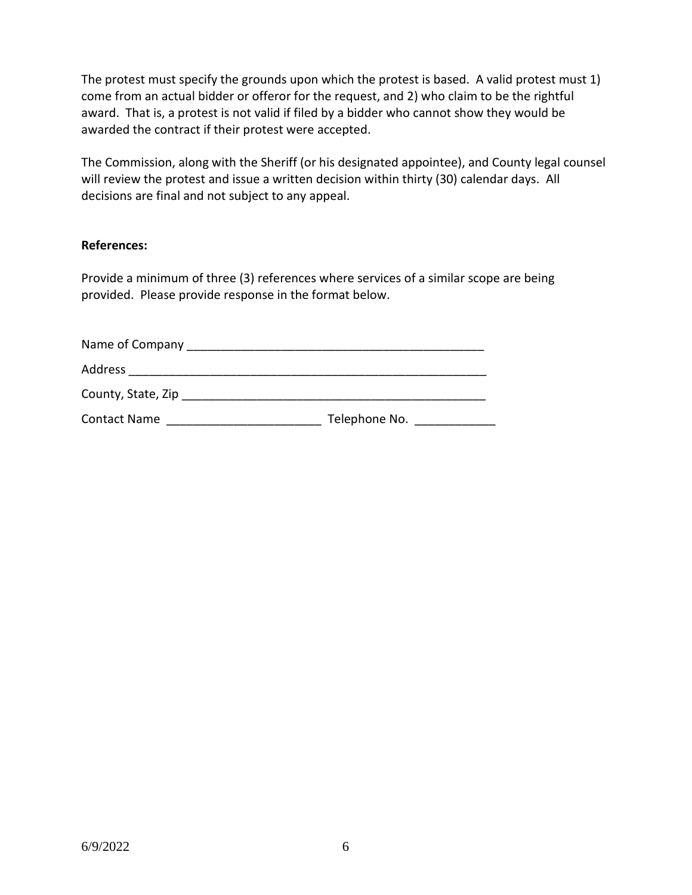The protest must specify the grounds upon which the protest is based. A valid protest must 1) come from an actual bidder or offeror for the request, and 2) who claim to be the rightful award. That is, a protest is not valid if filed by a bidder who cannot show they would be awarded the contract if their protest were accepted.

The Commission, along with the Sheriff (or his designated appointee), and County legal counsel will review the protest and issue a written decision within thirty (30) calendar days. All decisions are final and not subject to any appeal.

**References:**

Provide a minimum of three (3) references where services of a similar scope are being provided. Please provide response in the format below.

Name of Company ____________________________________________

Address ______________________________________________________

County, State, Zip ____________________________________________

Contact Name _______________________ Telephone No. ____________